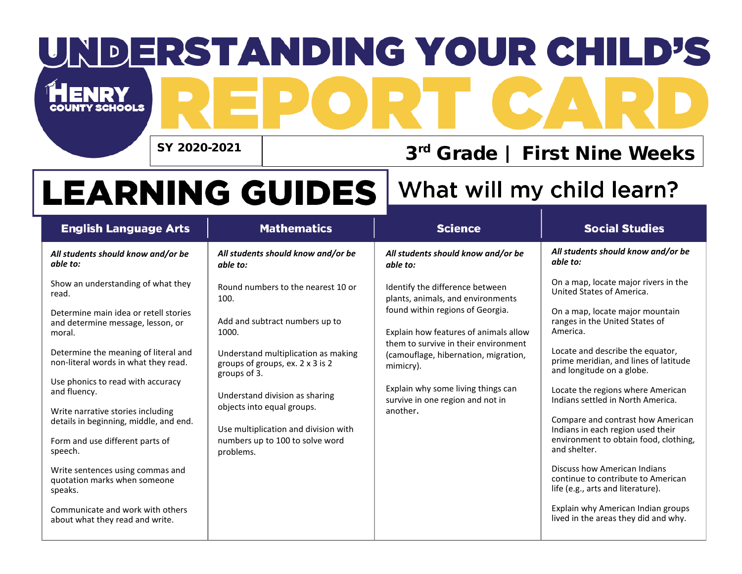# UNDERSTANDING YOUR CHILD'S REPORT CARD

HENRY COUNTY SCHOOLS

**SY 2020-2021**

**3rd Grade | First Nine Weeks**

## LEARNING GUIDES

What will my child learn?

### English Language Arts

***All students should know and/or be able to:***

Show an understanding of what they read.

Determine main idea or retell stories and determine message, lesson, or moral.

Determine the meaning of literal and non-literal words in what they read.

Use phonics to read with accuracy and fluency.

Write narrative stories including details in beginning, middle, and end.

Form and use different parts of speech.

Write sentences using commas and quotation marks when someone speaks.

Communicate and work with others about what they read and write.

### Mathematics

***All students should know and/or be able to:***

Round numbers to the nearest 10 or 100.

Add and subtract numbers up to 1000.

Understand multiplication as making groups of groups, ex. 2 x 3 is 2 groups of 3.

Understand division as sharing objects into equal groups.

Use multiplication and division with numbers up to 100 to solve word problems.

### Science

***All students should know and/or be able to:***

Identify the difference between plants, animals, and environments found within regions of Georgia.

Explain how features of animals allow them to survive in their environment (camouflage, hibernation, migration, mimicry).

Explain why some living things can survive in one region and not in another.

### Social Studies

***All students should know and/or be able to:***

On a map, locate major rivers in the United States of America.

On a map, locate major mountain ranges in the United States of America.

Locate and describe the equator, prime meridian, and lines of latitude and longitude on a globe.

Locate the regions where American Indians settled in North America.

Compare and contrast how American Indians in each region used their environment to obtain food, clothing, and shelter.

Discuss how American Indians continue to contribute to American life (e.g., arts and literature).

Explain why American Indian groups lived in the areas they did and why.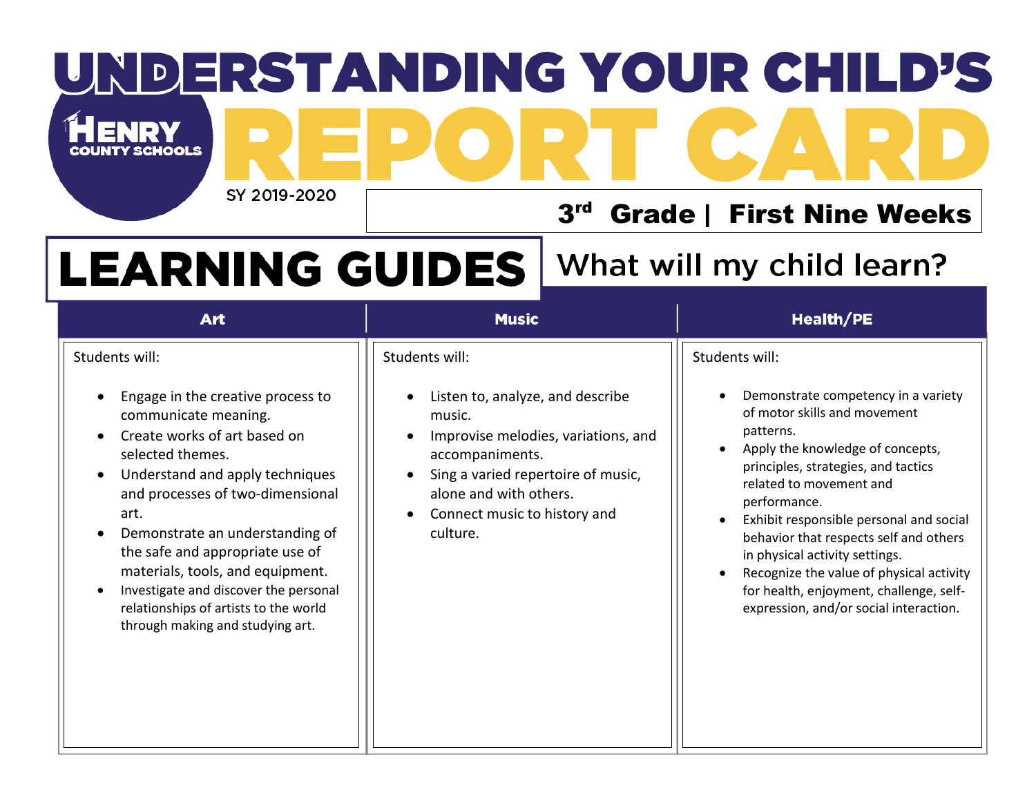# UNDERSTANDING YOUR CHILD'S REPORT CARD

HENRY COUNTY SCHOOLS

SY 2019-2020

**3rd Grade | First Nine Weeks**

## LEARNING GUIDES

What will my child learn?

### Art

Students will:

- Engage in the creative process to communicate meaning.
- Create works of art based on selected themes.
- Understand and apply techniques and processes of two-dimensional art.
- Demonstrate an understanding of the safe and appropriate use of materials, tools, and equipment.
- Investigate and discover the personal relationships of artists to the world through making and studying art.

### Music

Students will:

- Listen to, analyze, and describe music.
- Improvise melodies, variations, and accompaniments.
- Sing a varied repertoire of music, alone and with others.
- Connect music to history and culture.

### Health/PE

Students will:

- Demonstrate competency in a variety of motor skills and movement patterns.
- Apply the knowledge of concepts, principles, strategies, and tactics related to movement and performance.
- Exhibit responsible personal and social behavior that respects self and others in physical activity settings.
- Recognize the value of physical activity for health, enjoyment, challenge, self-expression, and/or social interaction.